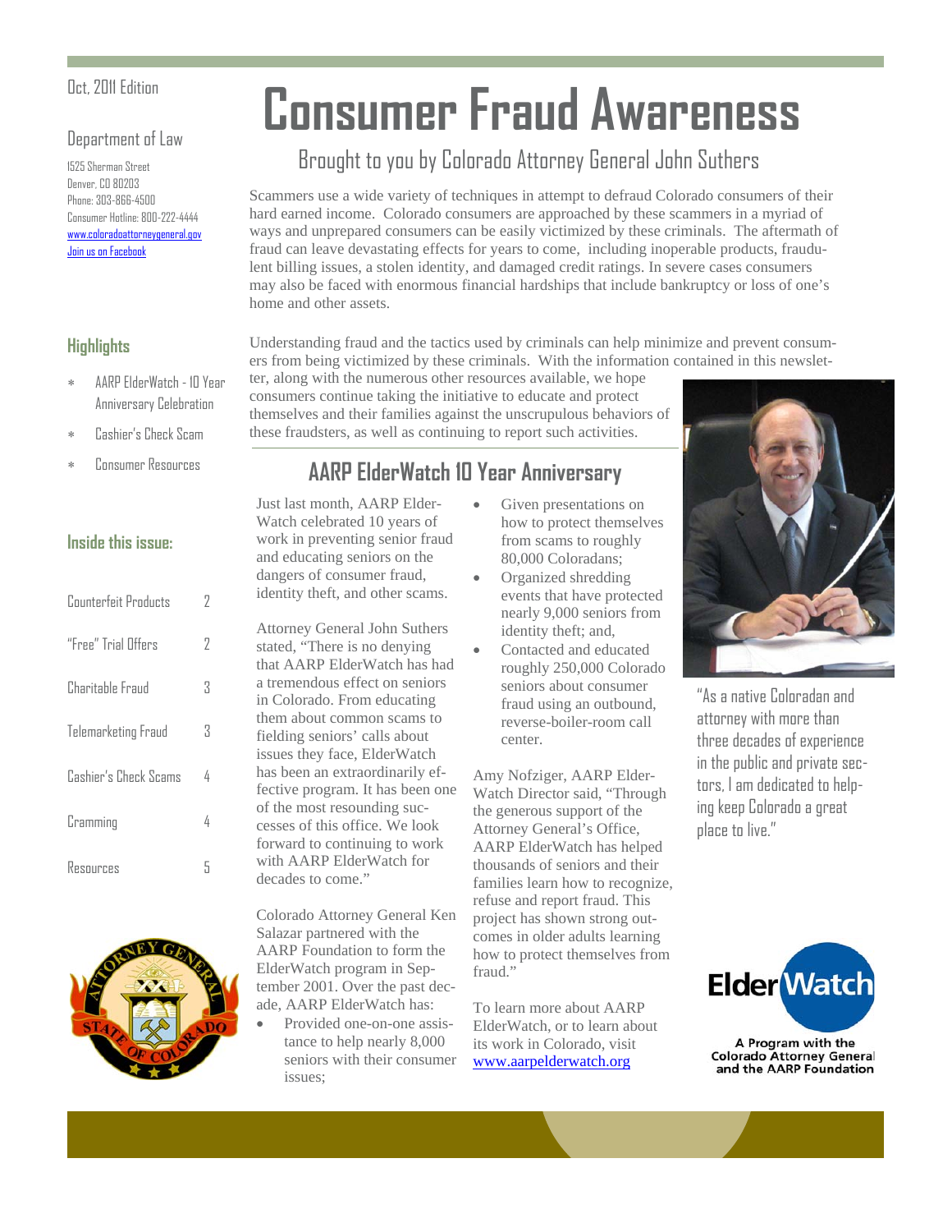Oct, 2011 Edition

Department of Law

1525 Sherman Street
Denver, CO 80203
Phone: 303-866-4500
Consumer Hotline: 800-222-4444
www.coloradoattorneygeneral.gov
Join us on Facebook

# Consumer Fraud Awareness

## Brought to you by Colorado Attorney General John Suthers

Scammers use a wide variety of techniques in attempt to defraud Colorado consumers of their hard earned income. Colorado consumers are approached by these scammers in a myriad of ways and unprepared consumers can be easily victimized by these criminals. The aftermath of fraud can leave devastating effects for years to come, including inoperable products, fraudulent billing issues, a stolen identity, and damaged credit ratings. In severe cases consumers may also be faced with enormous financial hardships that include bankruptcy or loss of one's home and other assets.

Understanding fraud and the tactics used by criminals can help minimize and prevent consumers from being victimized by these criminals. With the information contained in this newsletter, along with the numerous other resources available, we hope consumers continue taking the initiative to educate and protect themselves and their families against the unscrupulous behaviors of these fraudsters, as well as continuing to report such activities.

"As a native Coloradan and attorney with more than three decades of experience in the public and private sectors, I am dedicated to helping keep Colorado a great place to live."

### Highlights

* AARP ElderWatch - 10 Year Anniversary Celebration
* Cashier's Check Scam
* Consumer Resources

### Inside this issue:

| | |
|---|---|
| Counterfeit Products | 2 |
| "Free" Trial Offers | 2 |
| Charitable Fraud | 3 |
| Telemarketing Fraud | 3 |
| Cashier's Check Scams | 4 |
| Cramming | 4 |
| Resources | 5 |

## AARP ElderWatch 10 Year Anniversary

Just last month, AARP ElderWatch celebrated 10 years of work in preventing senior fraud and educating seniors on the dangers of consumer fraud, identity theft, and other scams.

Attorney General John Suthers stated, "There is no denying that AARP ElderWatch has had a tremendous effect on seniors in Colorado. From educating them about common scams to fielding seniors' calls about issues they face, ElderWatch has been an extraordinarily effective program. It has been one of the most resounding successes of this office. We look forward to continuing to work with AARP ElderWatch for decades to come."

Colorado Attorney General Ken Salazar partnered with the AARP Foundation to form the ElderWatch program in September 2001. Over the past decade, AARP ElderWatch has:

- Provided one-on-one assistance to help nearly 8,000 seniors with their consumer issues;
- Given presentations on how to protect themselves from scams to roughly 80,000 Coloradans;
- Organized shredding events that have protected nearly 9,000 seniors from identity theft; and,
- Contacted and educated roughly 250,000 Colorado seniors about consumer fraud using an outbound, reverse-boiler-room call center.

Amy Nofziger, AARP ElderWatch Director said, "Through the generous support of the Attorney General's Office, AARP ElderWatch has helped thousands of seniors and their families learn how to recognize, refuse and report fraud. This project has shown strong outcomes in older adults learning how to protect themselves from fraud."

To learn more about AARP ElderWatch, or to learn about its work in Colorado, visit www.aarpelderwatch.org

ElderWatch — A Program with the Colorado Attorney General and the AARP Foundation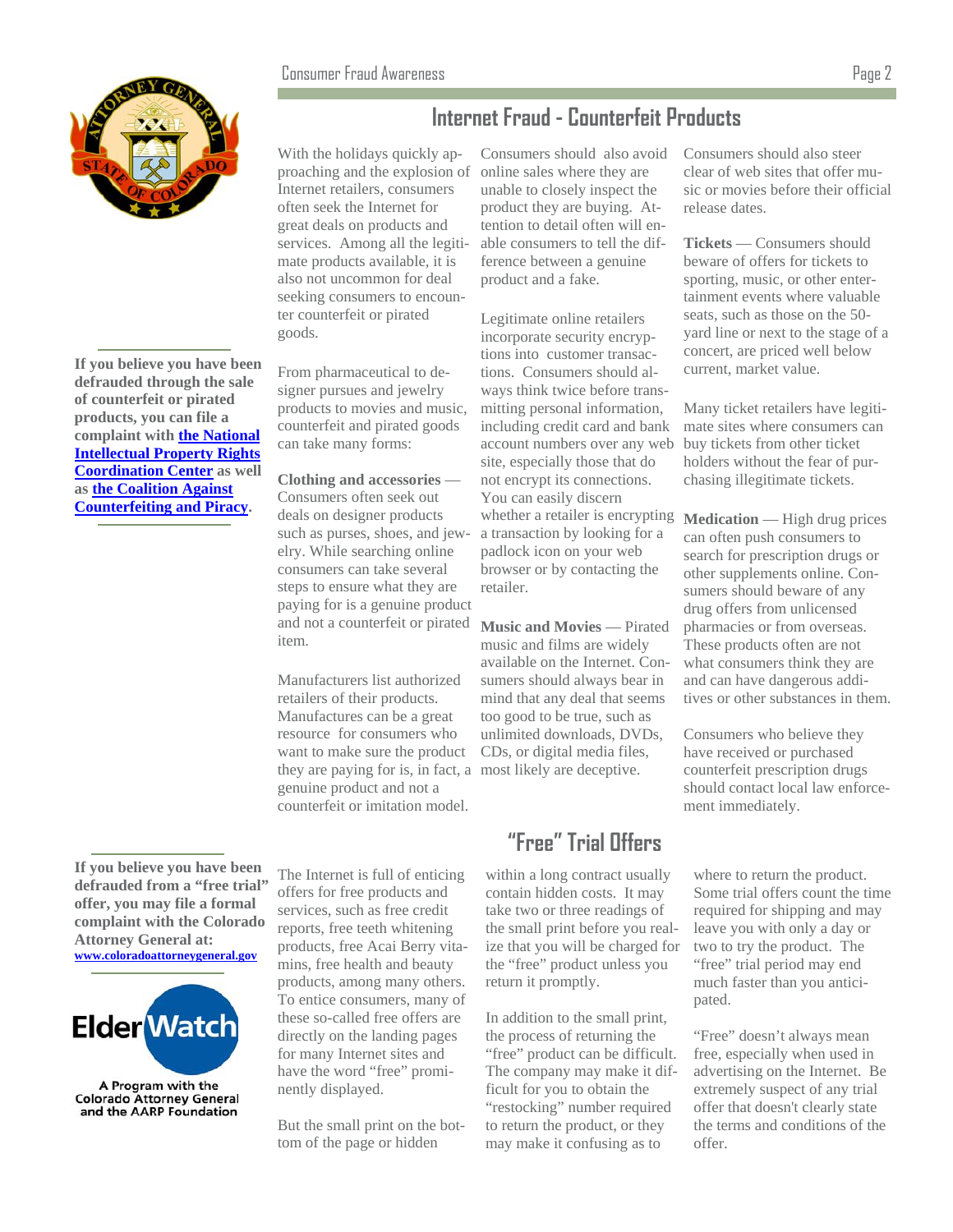## Internet Fraud - Counterfeit Products

With the holidays quickly approaching and the explosion of Internet retailers, consumers often seek the Internet for great deals on products and services. Among all the legitimate products available, it is also not uncommon for deal seeking consumers to encounter counterfeit or pirated goods.

From pharmaceutical to designer pursues and jewelry products to movies and music, counterfeit and pirated goods can take many forms:

**Clothing and accessories** — Consumers often seek out deals on designer products such as purses, shoes, and jewelry. While searching online consumers can take several steps to ensure what they are paying for is a genuine product and not a counterfeit or pirated item.

Manufacturers list authorized retailers of their products. Manufacturers can be a great resource for consumers who want to make sure the product they are paying for is, in fact, a genuine product and not a counterfeit or imitation model.

Consumers should also avoid online sales where they are unable to closely inspect the product they are buying. Attention to detail often will enable consumers to tell the difference between a genuine product and a fake.

Legitimate online retailers incorporate security encryptions into customer transactions. Consumers should always think twice before transmitting personal information, including credit card and bank account numbers over any web site, especially those that do not encrypt its connections. You can easily discern whether a retailer is encrypting a transaction by looking for a padlock icon on your web browser or by contacting the retailer.

**Music and Movies** — Pirated music and films are widely available on the Internet. Consumers should always bear in mind that any deal that seems too good to be true, such as unlimited downloads, DVDs, CDs, or digital media files, most likely are deceptive.

Consumers should also steer clear of web sites that offer music or movies before their official release dates.

**Tickets** — Consumers should beware of offers for tickets to sporting, music, or other entertainment events where valuable seats, such as those on the 50-yard line or next to the stage of a concert, are priced well below current, market value.

Many ticket retailers have legitimate sites where consumers can buy tickets from other ticket holders without the fear of purchasing illegitimate tickets.

**Medication** — High drug prices can often push consumers to search for prescription drugs or other supplements online. Consumers should beware of any drug offers from unlicensed pharmacies or from overseas. These products often are not what consumers think they are and can have dangerous additives or other substances in them.

Consumers who believe they have received or purchased counterfeit prescription drugs should contact local law enforcement immediately.

**If you believe you have been defrauded through the sale of counterfeit or pirated products, you can file a complaint with [the National Intellectual Property Rights Coordination Center] as well as [the Coalition Against Counterfeiting and Piracy].**

## "Free" Trial Offers

The Internet is full of enticing offers for free products and services, such as free credit reports, free teeth whitening products, free Acai Berry vitamins, free health and beauty products, among many others. To entice consumers, many of these so-called free offers are directly on the landing pages for many Internet sites and have the word "free" prominently displayed.

But the small print on the bottom of the page or hidden within a long contract usually contain hidden costs. It may take two or three readings of the small print before you realize that you will be charged for the "free" product unless you return it promptly.

In addition to the small print, the process of returning the "free" product can be difficult. The company may make it difficult for you to obtain the "restocking" number required to return the product, or they may make it confusing as to where to return the product. Some trial offers count the time required for shipping and may leave you with only a day or two to try the product. The "free" trial period may end much faster than you anticipated.

"Free" doesn't always mean free, especially when used in advertising on the Internet. Be extremely suspect of any trial offer that doesn't clearly state the terms and conditions of the offer.

**If you believe you have been defrauded from a "free trial" offer, you may file a formal complaint with the Colorado Attorney General at:**
**www.coloradoattorneygeneral.gov**

ElderWatch
A Program with the Colorado Attorney General and the AARP Foundation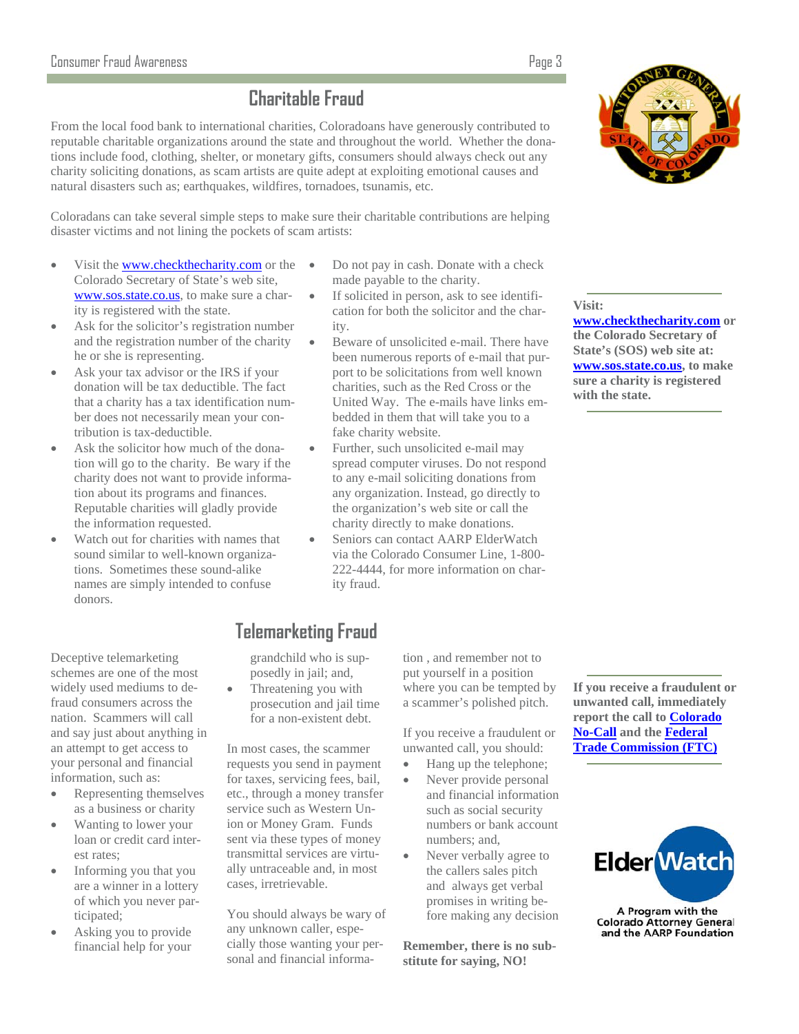## Charitable Fraud

From the local food bank to international charities, Coloradoans have generously contributed to reputable charitable organizations around the state and throughout the world. Whether the donations include food, clothing, shelter, or monetary gifts, consumers should always check out any charity soliciting donations, as scam artists are quite adept at exploiting emotional causes and natural disasters such as; earthquakes, wildfires, tornadoes, tsunamis, etc.

Coloradans can take several simple steps to make sure their charitable contributions are helping disaster victims and not lining the pockets of scam artists:

- Visit the www.checkthecharity.com or the Colorado Secretary of State's web site, www.sos.state.co.us, to make sure a charity is registered with the state.
- Ask for the solicitor's registration number and the registration number of the charity he or she is representing.
- Ask your tax advisor or the IRS if your donation will be tax deductible. The fact that a charity has a tax identification number does not necessarily mean your contribution is tax-deductible.
- Ask the solicitor how much of the donation will go to the charity. Be wary if the charity does not want to provide information about its programs and finances. Reputable charities will gladly provide the information requested.
- Watch out for charities with names that sound similar to well-known organizations. Sometimes these sound-alike names are simply intended to confuse donors.
- Do not pay in cash. Donate with a check made payable to the charity.
- If solicited in person, ask to see identification for both the solicitor and the charity.
- Beware of unsolicited e-mail. There have been numerous reports of e-mail that purport to be solicitations from well known charities, such as the Red Cross or the United Way. The e-mails have links embedded in them that will take you to a fake charity website.
- Further, such unsolicited e-mail may spread computer viruses. Do not respond to any e-mail soliciting donations from any organization. Instead, go directly to the organization's web site or call the charity directly to make donations.
- Seniors can contact AARP ElderWatch via the Colorado Consumer Line, 1-800-222-4444, for more information on charity fraud.

**Visit: www.checkthecharity.com or the Colorado Secretary of State's (SOS) web site at: www.sos.state.co.us, to make sure a charity is registered with the state.**

## Telemarketing Fraud

Deceptive telemarketing schemes are one of the most widely used mediums to defraud consumers across the nation. Scammers will call and say just about anything in an attempt to get access to your personal and financial information, such as:

- Representing themselves as a business or charity
- Wanting to lower your loan or credit card interest rates;
- Informing you that you are a winner in a lottery of which you never participated;
- Asking you to provide financial help for your grandchild who is supposedly in jail; and,
- Threatening you with prosecution and jail time for a non-existent debt.

In most cases, the scammer requests you send in payment for taxes, servicing fees, bail, etc., through a money transfer service such as Western Union or Money Gram. Funds sent via these types of money transmittal services are virtually untraceable and, in most cases, irretrievable.

You should always be wary of any unknown caller, especially those wanting your personal and financial information , and remember not to put yourself in a position where you can be tempted by a scammer's polished pitch.

If you receive a fraudulent or unwanted call, you should:

- Hang up the telephone;
- Never provide personal and financial information such as social security numbers or bank account numbers; and,
- Never verbally agree to the callers sales pitch and always get verbal promises in writing before making any decision

**Remember, there is no substitute for saying, NO!**

**If you receive a fraudulent or unwanted call, immediately report the call to Colorado No-Call and the Federal Trade Commission (FTC)**

ElderWatch
A Program with the Colorado Attorney General and the AARP Foundation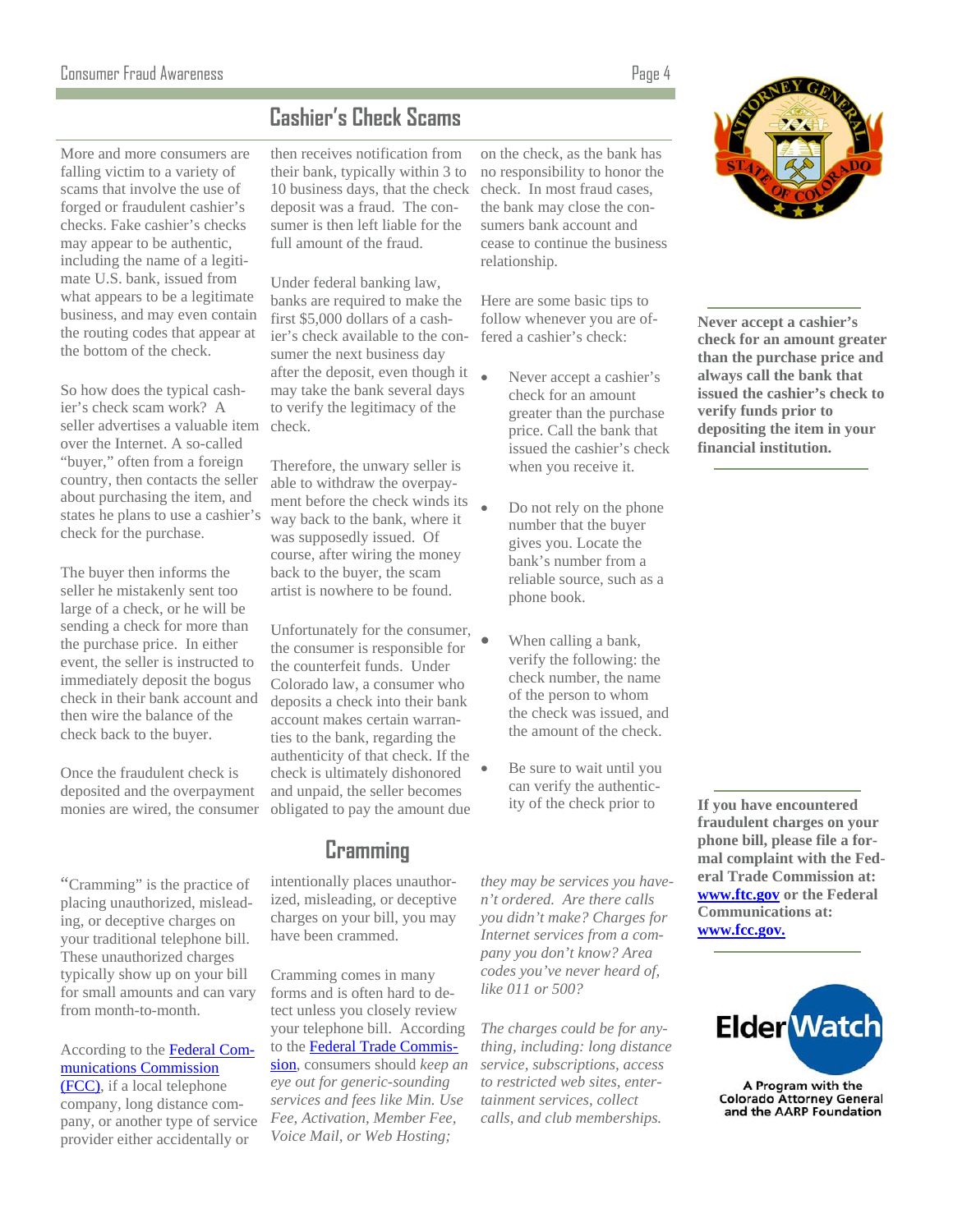## Cashier's Check Scams

More and more consumers are falling victim to a variety of scams that involve the use of forged or fraudulent cashier's checks. Fake cashier's checks may appear to be authentic, including the name of a legitimate U.S. bank, issued from what appears to be a legitimate business, and may even contain the routing codes that appear at the bottom of the check.

So how does the typical cashier's check scam work? A seller advertises a valuable item over the Internet. A so-called "buyer," often from a foreign country, then contacts the seller about purchasing the item, and states he plans to use a cashier's check for the purchase.

The buyer then informs the seller he mistakenly sent too large of a check, or he will be sending a check for more than the purchase price. In either event, the seller is instructed to immediately deposit the bogus check in their bank account and then wire the balance of the check back to the buyer.

Once the fraudulent check is deposited and the overpayment monies are wired, the consumer then receives notification from their bank, typically within 3 to 10 business days, that the check deposit was a fraud. The consumer is then left liable for the full amount of the fraud.

Under federal banking law, banks are required to make the first $5,000 dollars of a cashier's check available to the consumer the next business day after the deposit, even though it may take the bank several days to verify the legitimacy of the check.

Therefore, the unwary seller is able to withdraw the overpayment before the check winds its way back to the bank, where it was supposedly issued. Of course, after wiring the money back to the buyer, the scam artist is nowhere to be found.

Unfortunately for the consumer, the consumer is responsible for the counterfeit funds. Under Colorado law, a consumer who deposits a check into their bank account makes certain warranties to the bank, regarding the authenticity of that check. If the check is ultimately dishonored and unpaid, the seller becomes obligated to pay the amount due on the check, as the bank has no responsibility to honor the check. In most fraud cases, the bank may close the consumers bank account and cease to continue the business relationship.

Here are some basic tips to follow whenever you are offered a cashier's check:

- Never accept a cashier's check for an amount greater than the purchase price. Call the bank that issued the cashier's check when you receive it.
- Do not rely on the phone number that the buyer gives you. Locate the bank's number from a reliable source, such as a phone book.
- When calling a bank, verify the following: the check number, the name of the person to whom the check was issued, and the amount of the check.
- Be sure to wait until you can verify the authenticity of the check prior to

**Never accept a cashier's check for an amount greater than the purchase price and always call the bank that issued the cashier's check to verify funds prior to depositing the item in your financial institution.**

## Cramming

"Cramming" is the practice of placing unauthorized, misleading, or deceptive charges on your traditional telephone bill. These unauthorized charges typically show up on your bill for small amounts and can vary from month-to-month.

According to the Federal Communications Commission (FCC), if a local telephone company, long distance company, or another type of service provider either accidentally or intentionally places unauthorized, misleading, or deceptive charges on your bill, you may have been crammed.

Cramming comes in many forms and is often hard to detect unless you closely review your telephone bill. According to the Federal Trade Commission, consumers should *keep an eye out for generic-sounding services and fees like Min. Use Fee, Activation, Member Fee, Voice Mail, or Web Hosting; they may be services you haven't ordered. Are there calls you didn't make? Charges for Internet services from a company you don't know? Area codes you've never heard of, like 011 or 500?*

*The charges could be for anything, including: long distance service, subscriptions, access to restricted web sites, entertainment services, collect calls, and club memberships.*

**If you have encountered fraudulent charges on your phone bill, please file a formal complaint with the Federal Trade Commission at: www.ftc.gov or the Federal Communications at: www.fcc.gov.**

ElderWatch
A Program with the Colorado Attorney General and the AARP Foundation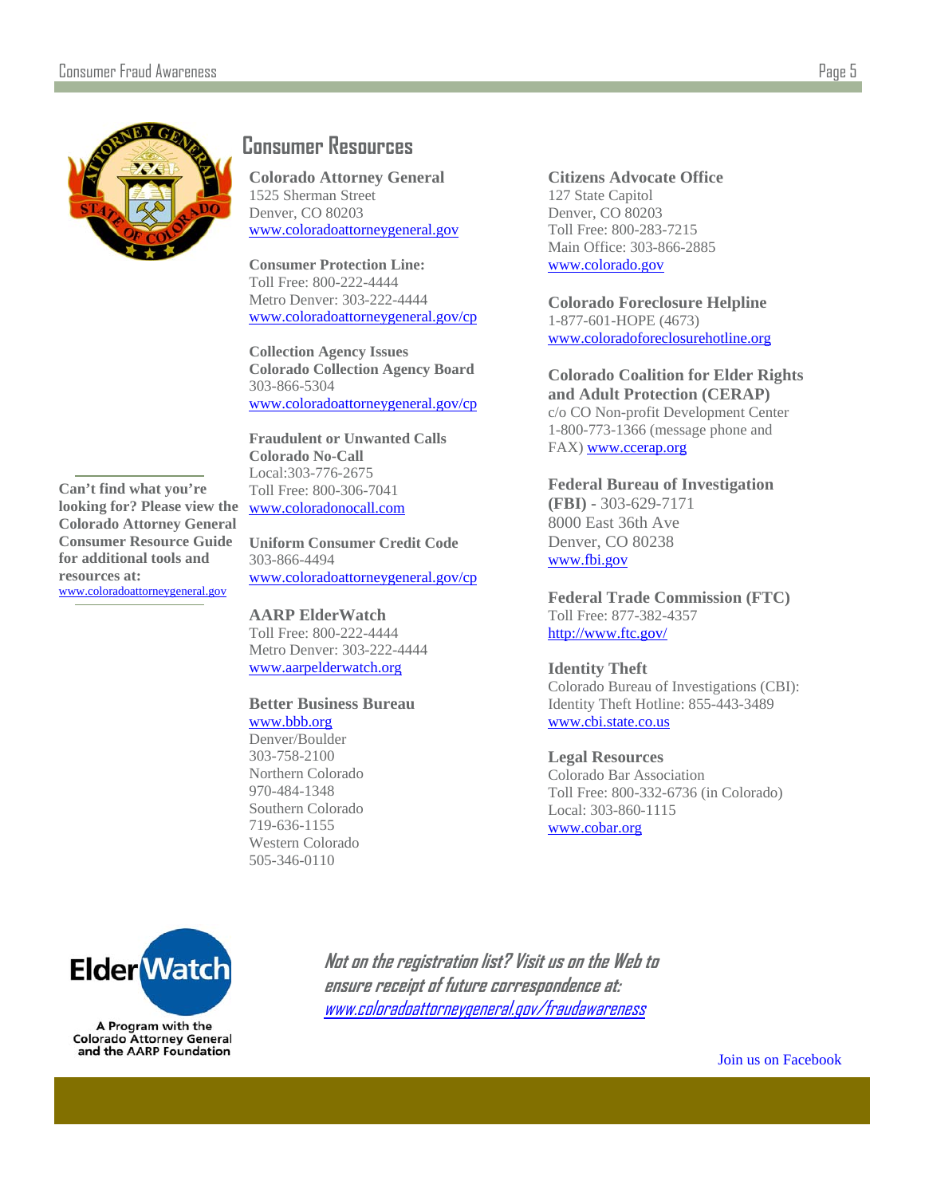## Consumer Resources

**Colorado Attorney General**
1525 Sherman Street
Denver, CO 80203
www.coloradoattorneygeneral.gov

**Consumer Protection Line:**
Toll Free: 800-222-4444
Metro Denver: 303-222-4444
www.coloradoattorneygeneral.gov/cp

**Collection Agency Issues**
**Colorado Collection Agency Board**
303-866-5304
www.coloradoattorneygeneral.gov/cp

**Fraudulent or Unwanted Calls**
**Colorado No-Call**
Local:303-776-2675
Toll Free: 800-306-7041
www.coloradonocall.com

**Uniform Consumer Credit Code**
303-866-4494
www.coloradoattorneygeneral.gov/cp

**AARP ElderWatch**
Toll Free: 800-222-4444
Metro Denver: 303-222-4444
www.aarpelderwatch.org

**Better Business Bureau**
www.bbb.org
Denver/Boulder
303-758-2100
Northern Colorado
970-484-1348
Southern Colorado
719-636-1155
Western Colorado
505-346-0110

**Citizens Advocate Office**
127 State Capitol
Denver, CO 80203
Toll Free: 800-283-7215
Main Office: 303-866-2885
www.colorado.gov

**Colorado Foreclosure Helpline**
1-877-601-HOPE (4673)
www.coloradoforeclosurehotline.org

**Colorado Coalition for Elder Rights and Adult Protection (CERAP)**
c/o CO Non-profit Development Center
1-800-773-1366 (message phone and FAX) www.ccerap.org

**Federal Bureau of Investigation (FBI)** - 303-629-7171
8000 East 36th Ave
Denver, CO 80238
www.fbi.gov

**Federal Trade Commission (FTC)**
Toll Free: 877-382-4357
http://www.ftc.gov/

**Identity Theft**
Colorado Bureau of Investigations (CBI):
Identity Theft Hotline: 855-443-3489
www.cbi.state.co.us

**Legal Resources**
Colorado Bar Association
Toll Free: 800-332-6736 (in Colorado)
Local: 303-860-1115
www.cobar.org

**Can't find what you're looking for? Please view the Colorado Attorney General Consumer Resource Guide for additional tools and resources at:**
www.coloradoattorneygeneral.gov

ElderWatch
A Program with the Colorado Attorney General and the AARP Foundation

***Not on the registration list? Visit us on the Web to ensure receipt of future correspondence at:***
***www.coloradoattorneygeneral.gov/fraudawareness***

Join us on Facebook